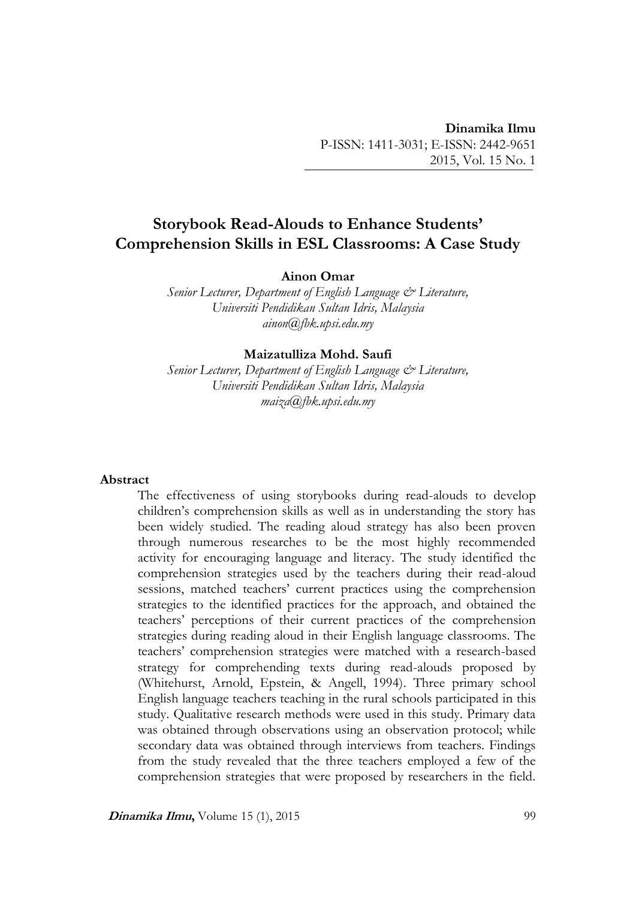**Dinamika Ilmu**
P-ISSN: 1411-3031; E-ISSN: 2442-9651
2015, Vol. 15 No. 1

# Storybook Read-Alouds to Enhance Students' Comprehension Skills in ESL Classrooms: A Case Study

**Ainon Omar**
*Senior Lecturer, Department of English Language & Literature,*
*Universiti Pendidikan Sultan Idris, Malaysia*
*ainon@fbk.upsi.edu.my*

**Maizatulliza Mohd. Saufi**
*Senior Lecturer, Department of English Language & Literature,*
*Universiti Pendidikan Sultan Idris, Malaysia*
*maiza@fbk.upsi.edu.my*

## Abstract

The effectiveness of using storybooks during read-alouds to develop children's comprehension skills as well as in understanding the story has been widely studied. The reading aloud strategy has also been proven through numerous researches to be the most highly recommended activity for encouraging language and literacy. The study identified the comprehension strategies used by the teachers during their read-aloud sessions, matched teachers' current practices using the comprehension strategies to the identified practices for the approach, and obtained the teachers' perceptions of their current practices of the comprehension strategies during reading aloud in their English language classrooms. The teachers' comprehension strategies were matched with a research-based strategy for comprehending texts during read-alouds proposed by (Whitehurst, Arnold, Epstein, & Angell, 1994). Three primary school English language teachers teaching in the rural schools participated in this study. Qualitative research methods were used in this study. Primary data was obtained through observations using an observation protocol; while secondary data was obtained through interviews from teachers. Findings from the study revealed that the three teachers employed a few of the comprehension strategies that were proposed by researchers in the field.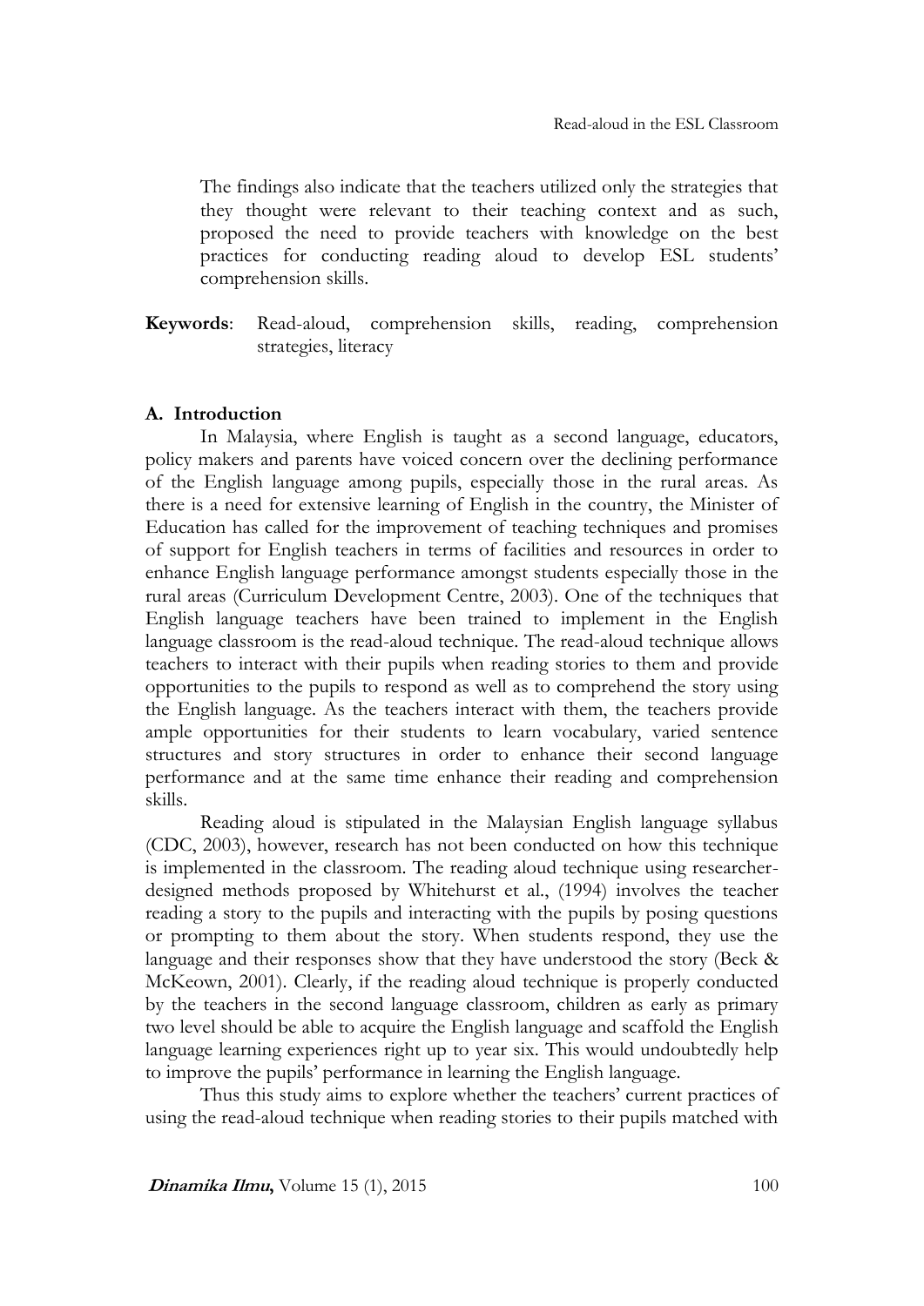The findings also indicate that the teachers utilized only the strategies that they thought were relevant to their teaching context and as such, proposed the need to provide teachers with knowledge on the best practices for conducting reading aloud to develop ESL students' comprehension skills.

**Keywords**: Read-aloud, comprehension skills, reading, comprehension strategies, literacy

## A. Introduction

In Malaysia, where English is taught as a second language, educators, policy makers and parents have voiced concern over the declining performance of the English language among pupils, especially those in the rural areas. As there is a need for extensive learning of English in the country, the Minister of Education has called for the improvement of teaching techniques and promises of support for English teachers in terms of facilities and resources in order to enhance English language performance amongst students especially those in the rural areas (Curriculum Development Centre, 2003). One of the techniques that English language teachers have been trained to implement in the English language classroom is the read-aloud technique. The read-aloud technique allows teachers to interact with their pupils when reading stories to them and provide opportunities to the pupils to respond as well as to comprehend the story using the English language. As the teachers interact with them, the teachers provide ample opportunities for their students to learn vocabulary, varied sentence structures and story structures in order to enhance their second language performance and at the same time enhance their reading and comprehension skills.

Reading aloud is stipulated in the Malaysian English language syllabus (CDC, 2003), however, research has not been conducted on how this technique is implemented in the classroom. The reading aloud technique using researcher-designed methods proposed by Whitehurst et al., (1994) involves the teacher reading a story to the pupils and interacting with the pupils by posing questions or prompting to them about the story. When students respond, they use the language and their responses show that they have understood the story (Beck & McKeown, 2001). Clearly, if the reading aloud technique is properly conducted by the teachers in the second language classroom, children as early as primary two level should be able to acquire the English language and scaffold the English language learning experiences right up to year six. This would undoubtedly help to improve the pupils' performance in learning the English language.

Thus this study aims to explore whether the teachers' current practices of using the read-aloud technique when reading stories to their pupils matched with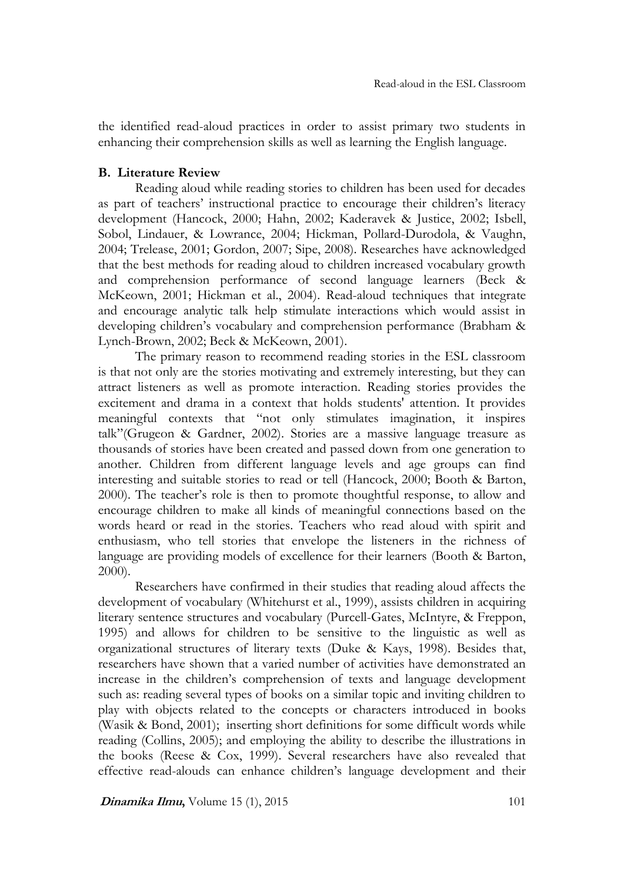the identified read-aloud practices in order to assist primary two students in enhancing their comprehension skills as well as learning the English language.

## B. Literature Review

Reading aloud while reading stories to children has been used for decades as part of teachers' instructional practice to encourage their children's literacy development (Hancock, 2000; Hahn, 2002; Kaderavek & Justice, 2002; Isbell, Sobol, Lindauer, & Lowrance, 2004; Hickman, Pollard-Durodola, & Vaughn, 2004; Trelease, 2001; Gordon, 2007; Sipe, 2008). Researches have acknowledged that the best methods for reading aloud to children increased vocabulary growth and comprehension performance of second language learners (Beck & McKeown, 2001; Hickman et al., 2004). Read-aloud techniques that integrate and encourage analytic talk help stimulate interactions which would assist in developing children's vocabulary and comprehension performance (Brabham & Lynch-Brown, 2002; Beck & McKeown, 2001).

The primary reason to recommend reading stories in the ESL classroom is that not only are the stories motivating and extremely interesting, but they can attract listeners as well as promote interaction. Reading stories provides the excitement and drama in a context that holds students' attention. It provides meaningful contexts that "not only stimulates imagination, it inspires talk"(Grugeon & Gardner, 2002). Stories are a massive language treasure as thousands of stories have been created and passed down from one generation to another. Children from different language levels and age groups can find interesting and suitable stories to read or tell (Hancock, 2000; Booth & Barton, 2000). The teacher's role is then to promote thoughtful response, to allow and encourage children to make all kinds of meaningful connections based on the words heard or read in the stories. Teachers who read aloud with spirit and enthusiasm, who tell stories that envelope the listeners in the richness of language are providing models of excellence for their learners (Booth & Barton, 2000).

Researchers have confirmed in their studies that reading aloud affects the development of vocabulary (Whitehurst et al., 1999), assists children in acquiring literary sentence structures and vocabulary (Purcell-Gates, McIntyre, & Freppon, 1995) and allows for children to be sensitive to the linguistic as well as organizational structures of literary texts (Duke & Kays, 1998). Besides that, researchers have shown that a varied number of activities have demonstrated an increase in the children's comprehension of texts and language development such as: reading several types of books on a similar topic and inviting children to play with objects related to the concepts or characters introduced in books (Wasik & Bond, 2001); inserting short definitions for some difficult words while reading (Collins, 2005); and employing the ability to describe the illustrations in the books (Reese & Cox, 1999). Several researchers have also revealed that effective read-alouds can enhance children's language development and their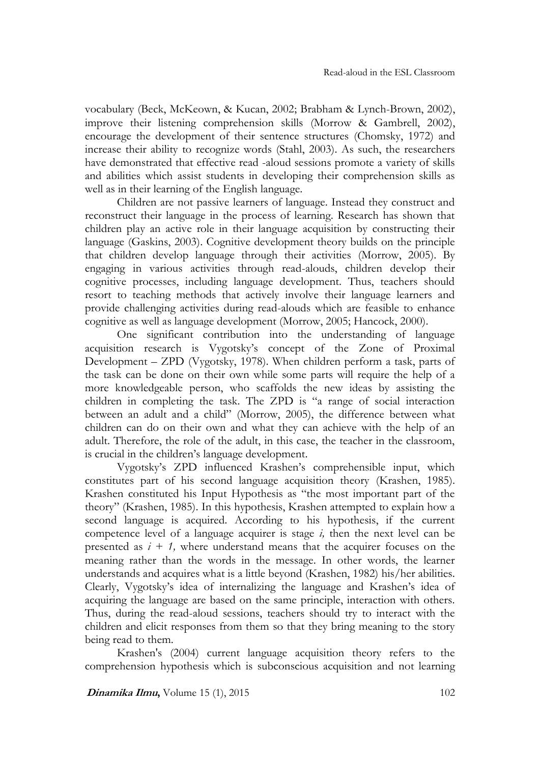vocabulary (Beck, McKeown, & Kucan, 2002; Brabham & Lynch-Brown, 2002), improve their listening comprehension skills (Morrow & Gambrell, 2002), encourage the development of their sentence structures (Chomsky, 1972) and increase their ability to recognize words (Stahl, 2003). As such, the researchers have demonstrated that effective read -aloud sessions promote a variety of skills and abilities which assist students in developing their comprehension skills as well as in their learning of the English language.

Children are not passive learners of language. Instead they construct and reconstruct their language in the process of learning. Research has shown that children play an active role in their language acquisition by constructing their language (Gaskins, 2003). Cognitive development theory builds on the principle that children develop language through their activities (Morrow, 2005). By engaging in various activities through read-alouds, children develop their cognitive processes, including language development. Thus, teachers should resort to teaching methods that actively involve their language learners and provide challenging activities during read-alouds which are feasible to enhance cognitive as well as language development (Morrow, 2005; Hancock, 2000).

One significant contribution into the understanding of language acquisition research is Vygotsky's concept of the Zone of Proximal Development – ZPD (Vygotsky, 1978). When children perform a task, parts of the task can be done on their own while some parts will require the help of a more knowledgeable person, who scaffolds the new ideas by assisting the children in completing the task. The ZPD is "a range of social interaction between an adult and a child" (Morrow, 2005), the difference between what children can do on their own and what they can achieve with the help of an adult. Therefore, the role of the adult, in this case, the teacher in the classroom, is crucial in the children's language development.

Vygotsky's ZPD influenced Krashen's comprehensible input, which constitutes part of his second language acquisition theory (Krashen, 1985). Krashen constituted his Input Hypothesis as "the most important part of the theory" (Krashen, 1985). In this hypothesis, Krashen attempted to explain how a second language is acquired. According to his hypothesis, if the current competence level of a language acquirer is stage $i$, then the next level can be presented as $i + 1$, where understand means that the acquirer focuses on the meaning rather than the words in the message. In other words, the learner understands and acquires what is a little beyond (Krashen, 1982) his/her abilities. Clearly, Vygotsky's idea of internalizing the language and Krashen's idea of acquiring the language are based on the same principle, interaction with others. Thus, during the read-aloud sessions, teachers should try to interact with the children and elicit responses from them so that they bring meaning to the story being read to them.

Krashen's (2004) current language acquisition theory refers to the comprehension hypothesis which is subconscious acquisition and not learning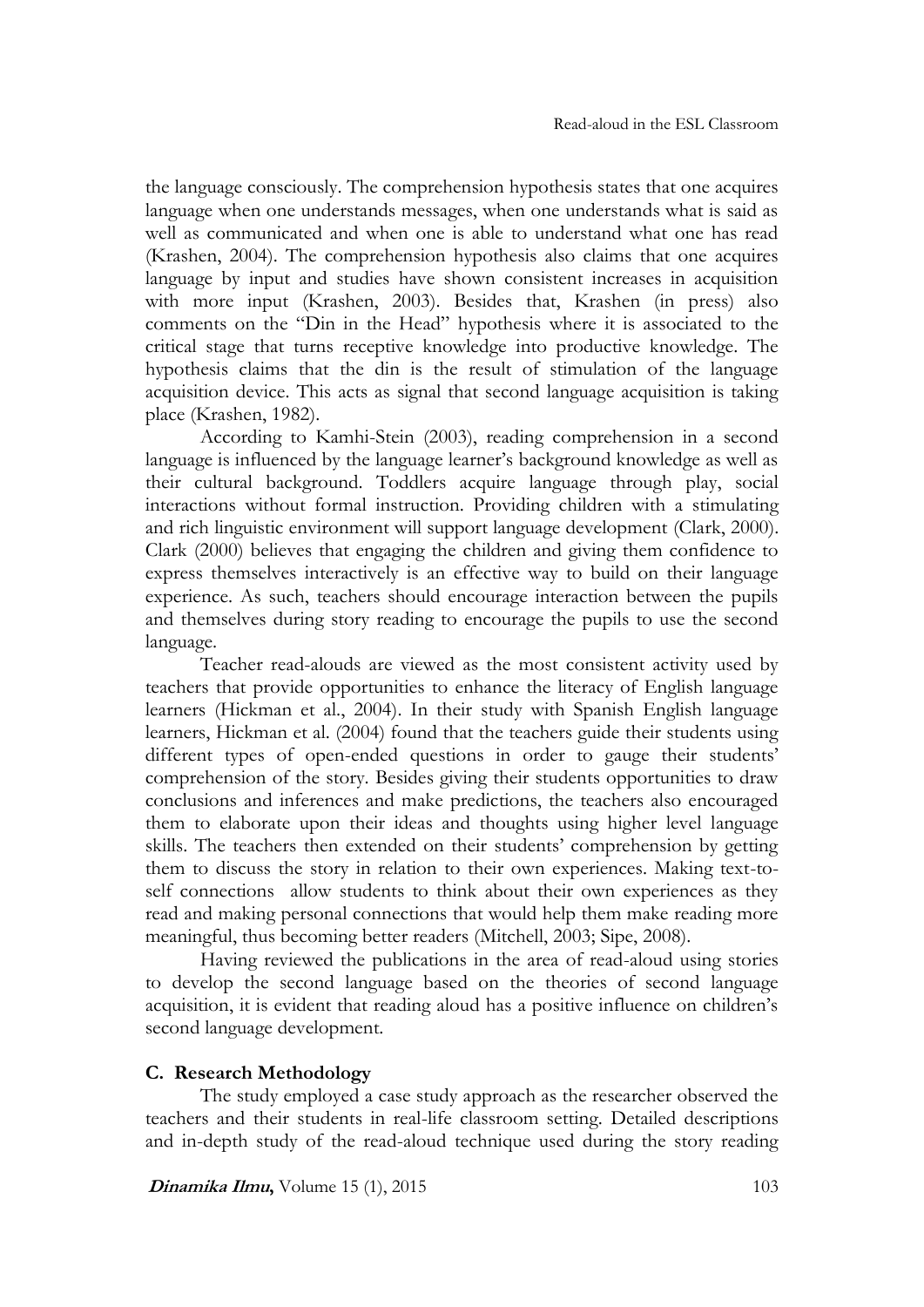the language consciously. The comprehension hypothesis states that one acquires language when one understands messages, when one understands what is said as well as communicated and when one is able to understand what one has read (Krashen, 2004). The comprehension hypothesis also claims that one acquires language by input and studies have shown consistent increases in acquisition with more input (Krashen, 2003). Besides that, Krashen (in press) also comments on the "Din in the Head" hypothesis where it is associated to the critical stage that turns receptive knowledge into productive knowledge. The hypothesis claims that the din is the result of stimulation of the language acquisition device. This acts as signal that second language acquisition is taking place (Krashen, 1982).

According to Kamhi-Stein (2003), reading comprehension in a second language is influenced by the language learner's background knowledge as well as their cultural background. Toddlers acquire language through play, social interactions without formal instruction. Providing children with a stimulating and rich linguistic environment will support language development (Clark, 2000). Clark (2000) believes that engaging the children and giving them confidence to express themselves interactively is an effective way to build on their language experience. As such, teachers should encourage interaction between the pupils and themselves during story reading to encourage the pupils to use the second language.

Teacher read-alouds are viewed as the most consistent activity used by teachers that provide opportunities to enhance the literacy of English language learners (Hickman et al., 2004). In their study with Spanish English language learners, Hickman et al. (2004) found that the teachers guide their students using different types of open-ended questions in order to gauge their students' comprehension of the story. Besides giving their students opportunities to draw conclusions and inferences and make predictions, the teachers also encouraged them to elaborate upon their ideas and thoughts using higher level language skills. The teachers then extended on their students' comprehension by getting them to discuss the story in relation to their own experiences. Making text-to-self connections allow students to think about their own experiences as they read and making personal connections that would help them make reading more meaningful, thus becoming better readers (Mitchell, 2003; Sipe, 2008).

Having reviewed the publications in the area of read-aloud using stories to develop the second language based on the theories of second language acquisition, it is evident that reading aloud has a positive influence on children's second language development.

## C. Research Methodology

The study employed a case study approach as the researcher observed the teachers and their students in real-life classroom setting. Detailed descriptions and in-depth study of the read-aloud technique used during the story reading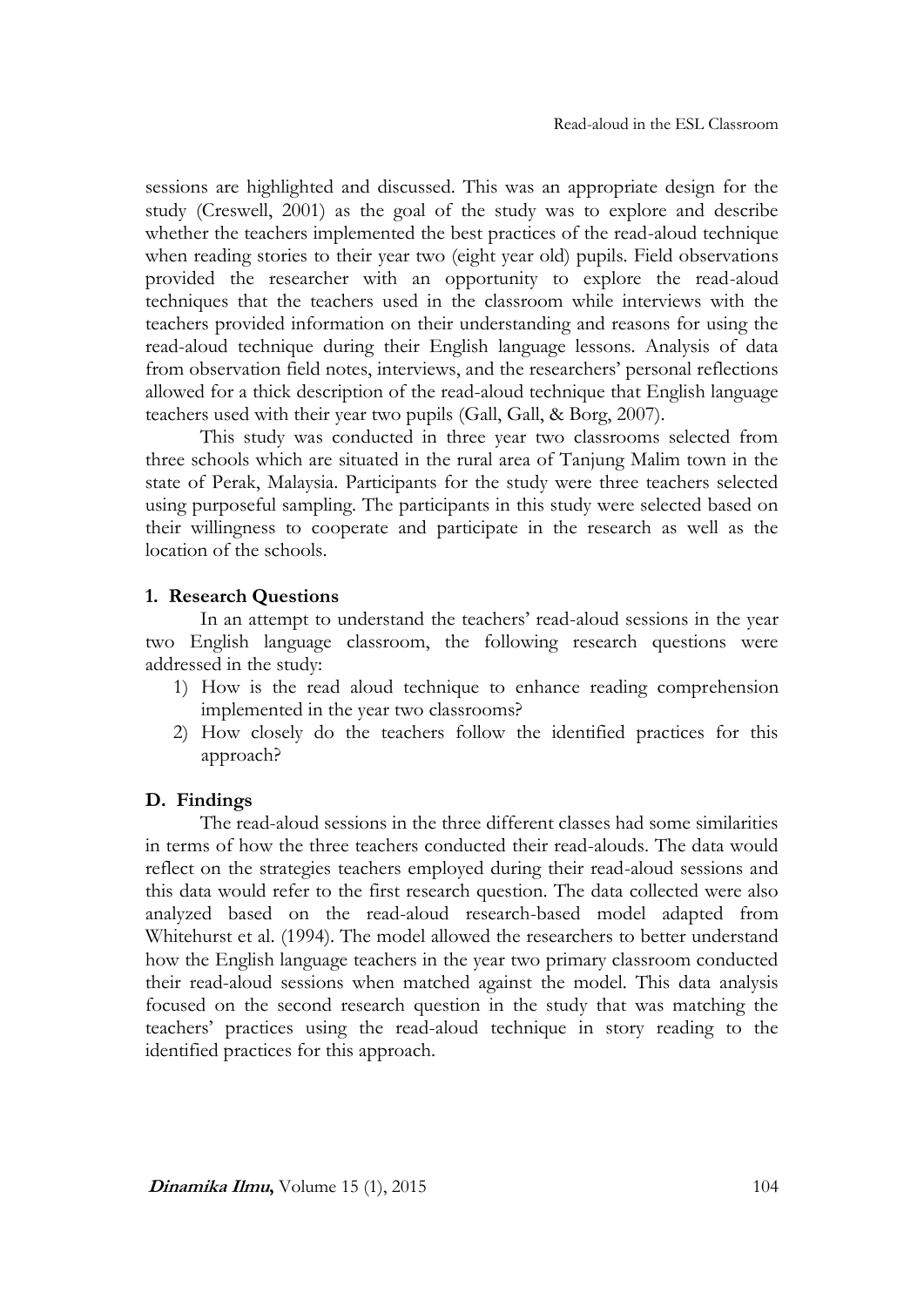sessions are highlighted and discussed. This was an appropriate design for the study (Creswell, 2001) as the goal of the study was to explore and describe whether the teachers implemented the best practices of the read-aloud technique when reading stories to their year two (eight year old) pupils. Field observations provided the researcher with an opportunity to explore the read-aloud techniques that the teachers used in the classroom while interviews with the teachers provided information on their understanding and reasons for using the read-aloud technique during their English language lessons. Analysis of data from observation field notes, interviews, and the researchers' personal reflections allowed for a thick description of the read-aloud technique that English language teachers used with their year two pupils (Gall, Gall, & Borg, 2007).

This study was conducted in three year two classrooms selected from three schools which are situated in the rural area of Tanjung Malim town in the state of Perak, Malaysia. Participants for the study were three teachers selected using purposeful sampling. The participants in this study were selected based on their willingness to cooperate and participate in the research as well as the location of the schools.

#### 1. Research Questions

In an attempt to understand the teachers' read-aloud sessions in the year two English language classroom, the following research questions were addressed in the study:

1) How is the read aloud technique to enhance reading comprehension implemented in the year two classrooms?
2) How closely do the teachers follow the identified practices for this approach?

### D. Findings

The read-aloud sessions in the three different classes had some similarities in terms of how the three teachers conducted their read-alouds. The data would reflect on the strategies teachers employed during their read-aloud sessions and this data would refer to the first research question. The data collected were also analyzed based on the read-aloud research-based model adapted from Whitehurst et al. (1994). The model allowed the researchers to better understand how the English language teachers in the year two primary classroom conducted their read-aloud sessions when matched against the model. This data analysis focused on the second research question in the study that was matching the teachers' practices using the read-aloud technique in story reading to the identified practices for this approach.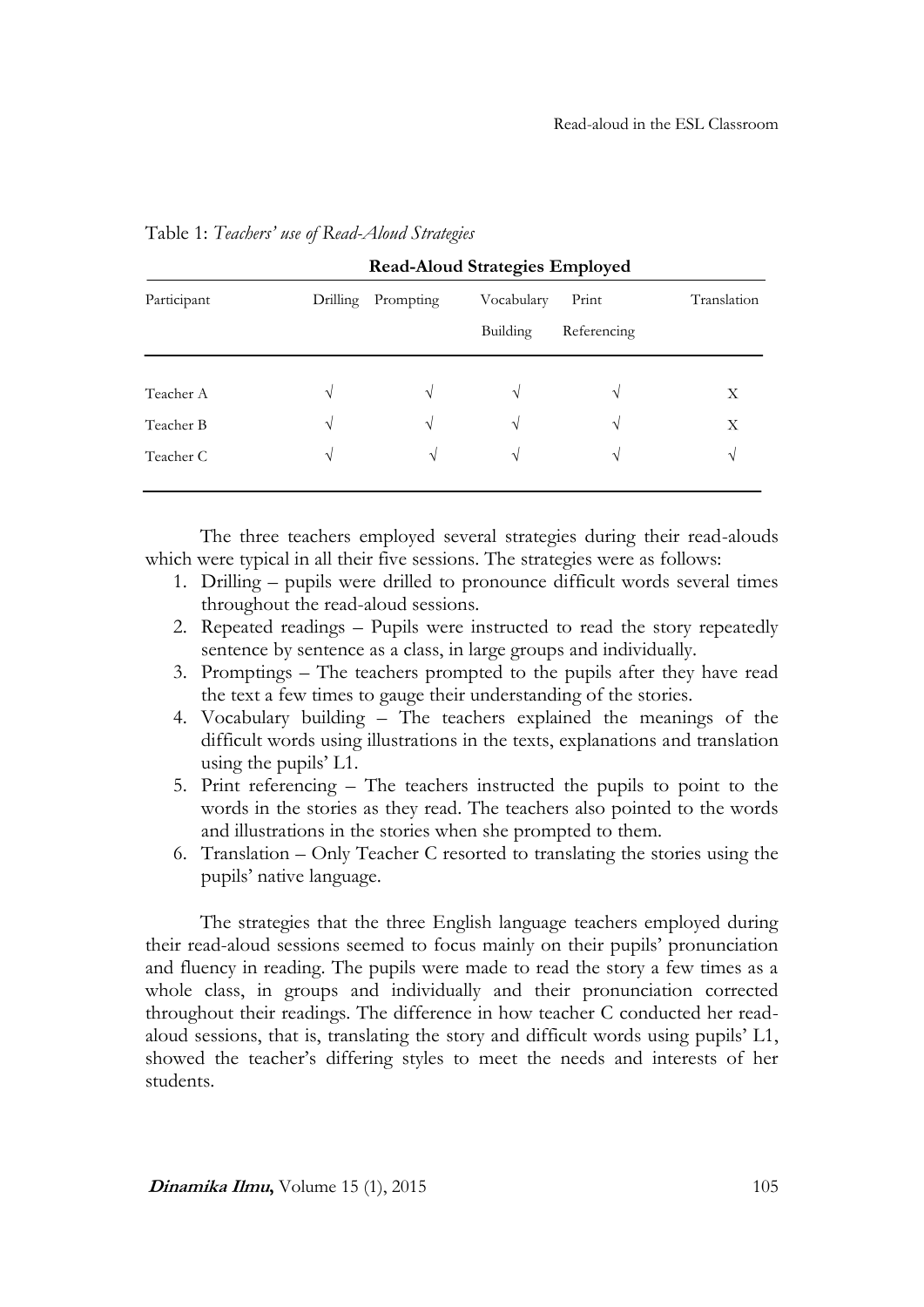Table 1: *Teachers' use of Read-Aloud Strategies*

| Participant | Read-Aloud Strategies Employed | | | | |
|---|---|---|---|---|---|
| | Drilling | Prompting | Vocabulary Building | Print Referencing | Translation |
| Teacher A | √ | √ | √ | √ | X |
| Teacher B | √ | √ | √ | √ | X |
| Teacher C | √ | √ | √ | √ | √ |

The three teachers employed several strategies during their read-alouds which were typical in all their five sessions. The strategies were as follows:

1. Drilling – pupils were drilled to pronounce difficult words several times throughout the read-aloud sessions.
2. Repeated readings – Pupils were instructed to read the story repeatedly sentence by sentence as a class, in large groups and individually.
3. Promptings – The teachers prompted to the pupils after they have read the text a few times to gauge their understanding of the stories.
4. Vocabulary building – The teachers explained the meanings of the difficult words using illustrations in the texts, explanations and translation using the pupils' L1.
5. Print referencing – The teachers instructed the pupils to point to the words in the stories as they read. The teachers also pointed to the words and illustrations in the stories when she prompted to them.
6. Translation – Only Teacher C resorted to translating the stories using the pupils' native language.

The strategies that the three English language teachers employed during their read-aloud sessions seemed to focus mainly on their pupils' pronunciation and fluency in reading. The pupils were made to read the story a few times as a whole class, in groups and individually and their pronunciation corrected throughout their readings. The difference in how teacher C conducted her read-aloud sessions, that is, translating the story and difficult words using pupils' L1, showed the teacher's differing styles to meet the needs and interests of her students.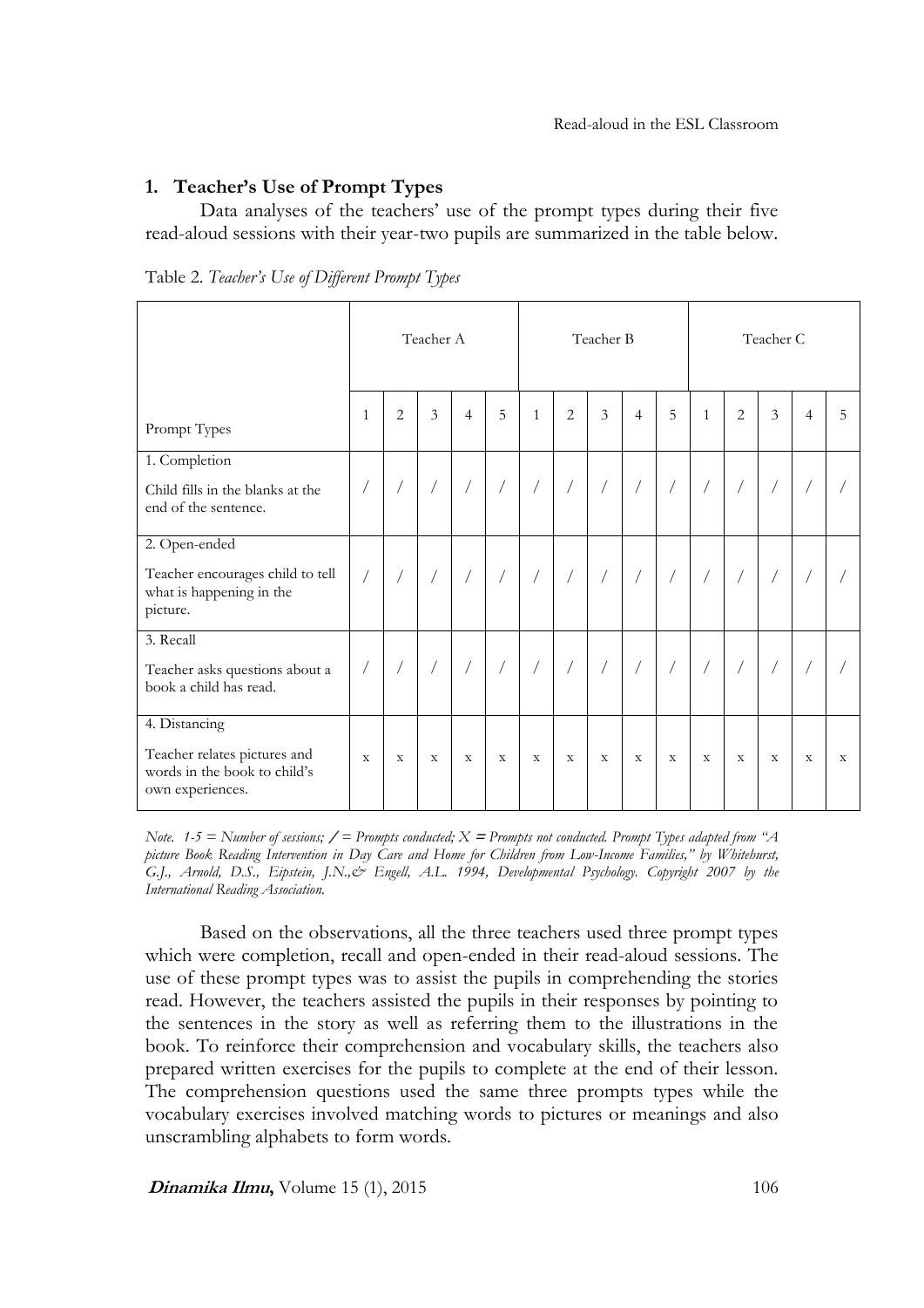## 1. Teacher's Use of Prompt Types

Data analyses of the teachers' use of the prompt types during their five read-aloud sessions with their year-two pupils are summarized in the table below.

Table 2. *Teacher's Use of Different Prompt Types*

| | Teacher A | | | | | Teacher B | | | | | Teacher C | | | | |
|---|---|---|---|---|---|---|---|---|---|---|---|---|---|---|---|
| Prompt Types | 1 | 2 | 3 | 4 | 5 | 1 | 2 | 3 | 4 | 5 | 1 | 2 | 3 | 4 | 5 |
| 1. Completion<br>Child fills in the blanks at the end of the sentence. | / | / | / | / | / | / | / | / | / | / | / | / | / | / | / |
| 2. Open-ended<br>Teacher encourages child to tell what is happening in the picture. | / | / | / | / | / | / | / | / | / | / | / | / | / | / | / |
| 3. Recall<br>Teacher asks questions about a book a child has read. | / | / | / | / | / | / | / | / | / | / | / | / | / | / | / |
| 4. Distancing<br>Teacher relates pictures and words in the book to child's own experiences. | x | x | x | x | x | x | x | x | x | x | x | x | x | x | x |

*Note. 1-5 = Number of sessions; / = Prompts conducted; X = Prompts not conducted. Prompt Types adapted from "A picture Book Reading Intervention in Day Care and Home for Children from Low-Income Families," by Whitehurst, G.J., Arnold, D.S., Eipstein, J.N.,& Engell, A.L. 1994, Developmental Psychology. Copyright 2007 by the International Reading Association.*

Based on the observations, all the three teachers used three prompt types which were completion, recall and open-ended in their read-aloud sessions. The use of these prompt types was to assist the pupils in comprehending the stories read. However, the teachers assisted the pupils in their responses by pointing to the sentences in the story as well as referring them to the illustrations in the book. To reinforce their comprehension and vocabulary skills, the teachers also prepared written exercises for the pupils to complete at the end of their lesson. The comprehension questions used the same three prompts types while the vocabulary exercises involved matching words to pictures or meanings and also unscrambling alphabets to form words.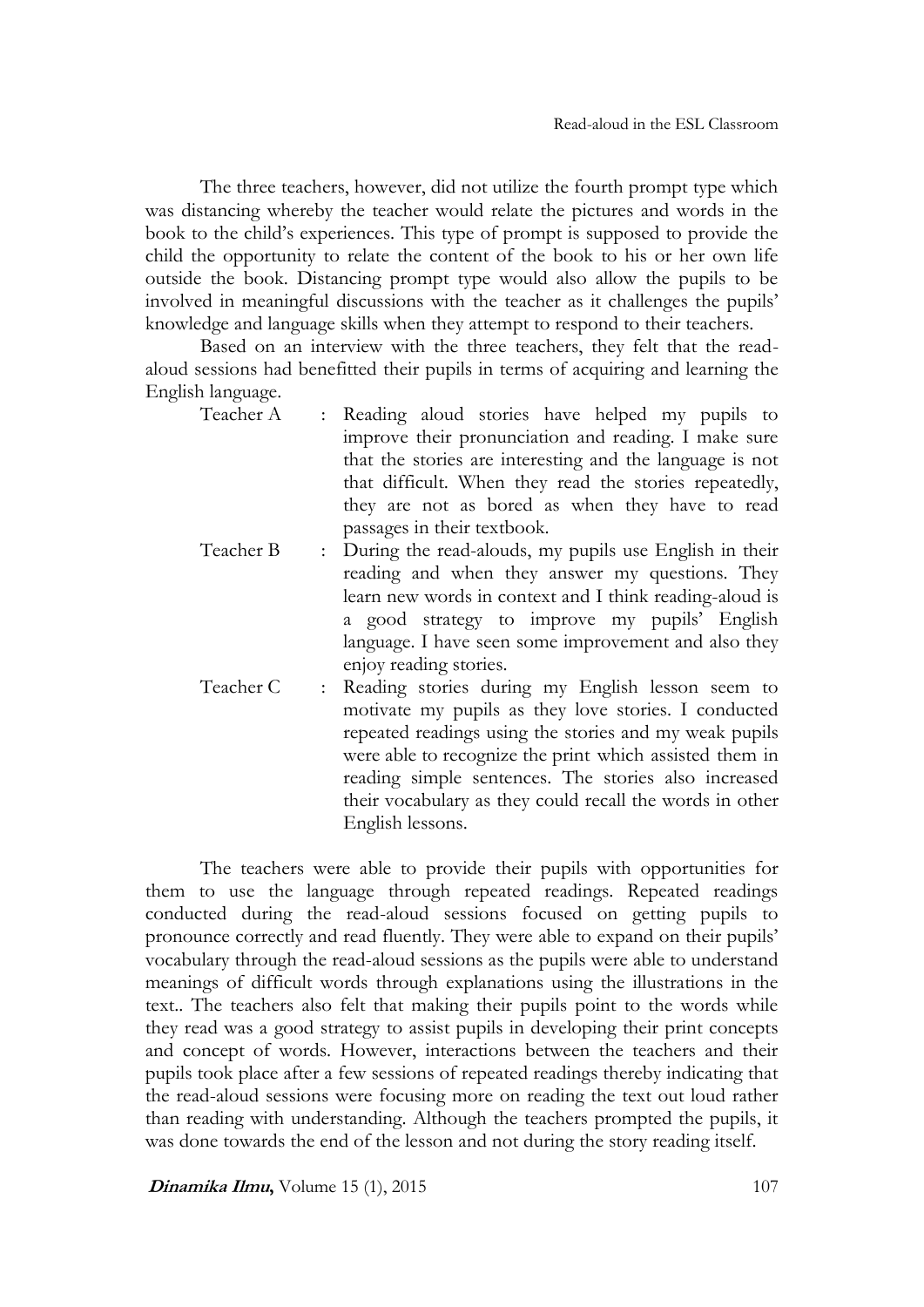The three teachers, however, did not utilize the fourth prompt type which was distancing whereby the teacher would relate the pictures and words in the book to the child's experiences. This type of prompt is supposed to provide the child the opportunity to relate the content of the book to his or her own life outside the book. Distancing prompt type would also allow the pupils to be involved in meaningful discussions with the teacher as it challenges the pupils' knowledge and language skills when they attempt to respond to their teachers.

Based on an interview with the three teachers, they felt that the read-aloud sessions had benefitted their pupils in terms of acquiring and learning the English language.

Teacher A : Reading aloud stories have helped my pupils to improve their pronunciation and reading. I make sure that the stories are interesting and the language is not that difficult. When they read the stories repeatedly, they are not as bored as when they have to read passages in their textbook.

Teacher B : During the read-alouds, my pupils use English in their reading and when they answer my questions. They learn new words in context and I think reading-aloud is a good strategy to improve my pupils' English language. I have seen some improvement and also they enjoy reading stories.

Teacher C : Reading stories during my English lesson seem to motivate my pupils as they love stories. I conducted repeated readings using the stories and my weak pupils were able to recognize the print which assisted them in reading simple sentences. The stories also increased their vocabulary as they could recall the words in other English lessons.

The teachers were able to provide their pupils with opportunities for them to use the language through repeated readings. Repeated readings conducted during the read-aloud sessions focused on getting pupils to pronounce correctly and read fluently. They were able to expand on their pupils' vocabulary through the read-aloud sessions as the pupils were able to understand meanings of difficult words through explanations using the illustrations in the text.. The teachers also felt that making their pupils point to the words while they read was a good strategy to assist pupils in developing their print concepts and concept of words. However, interactions between the teachers and their pupils took place after a few sessions of repeated readings thereby indicating that the read-aloud sessions were focusing more on reading the text out loud rather than reading with understanding. Although the teachers prompted the pupils, it was done towards the end of the lesson and not during the story reading itself.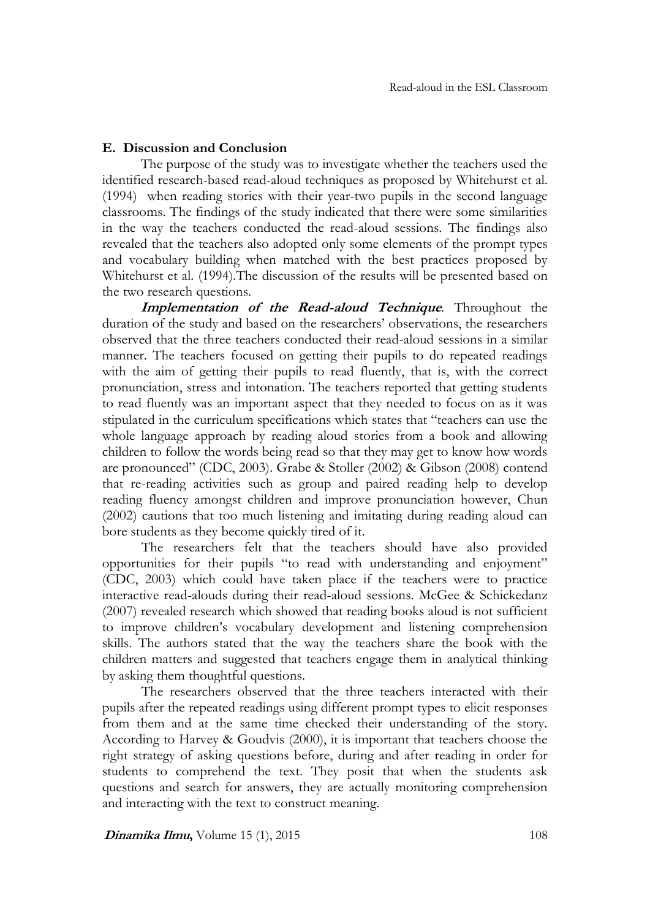## E. Discussion and Conclusion

The purpose of the study was to investigate whether the teachers used the identified research-based read-aloud techniques as proposed by Whitehurst et al. (1994) when reading stories with their year-two pupils in the second language classrooms. The findings of the study indicated that there were some similarities in the way the teachers conducted the read-aloud sessions. The findings also revealed that the teachers also adopted only some elements of the prompt types and vocabulary building when matched with the best practices proposed by Whitehurst et al. (1994).The discussion of the results will be presented based on the two research questions.

***Implementation of the Read-aloud Technique***. Throughout the duration of the study and based on the researchers' observations, the researchers observed that the three teachers conducted their read-aloud sessions in a similar manner. The teachers focused on getting their pupils to do repeated readings with the aim of getting their pupils to read fluently, that is, with the correct pronunciation, stress and intonation. The teachers reported that getting students to read fluently was an important aspect that they needed to focus on as it was stipulated in the curriculum specifications which states that "teachers can use the whole language approach by reading aloud stories from a book and allowing children to follow the words being read so that they may get to know how words are pronounced" (CDC, 2003). Grabe & Stoller (2002) & Gibson (2008) contend that re-reading activities such as group and paired reading help to develop reading fluency amongst children and improve pronunciation however, Chun (2002) cautions that too much listening and imitating during reading aloud can bore students as they become quickly tired of it.

The researchers felt that the teachers should have also provided opportunities for their pupils "to read with understanding and enjoyment" (CDC, 2003) which could have taken place if the teachers were to practice interactive read-alouds during their read-aloud sessions. McGee & Schickedanz (2007) revealed research which showed that reading books aloud is not sufficient to improve children's vocabulary development and listening comprehension skills. The authors stated that the way the teachers share the book with the children matters and suggested that teachers engage them in analytical thinking by asking them thoughtful questions.

The researchers observed that the three teachers interacted with their pupils after the repeated readings using different prompt types to elicit responses from them and at the same time checked their understanding of the story. According to Harvey & Goudvis (2000), it is important that teachers choose the right strategy of asking questions before, during and after reading in order for students to comprehend the text. They posit that when the students ask questions and search for answers, they are actually monitoring comprehension and interacting with the text to construct meaning.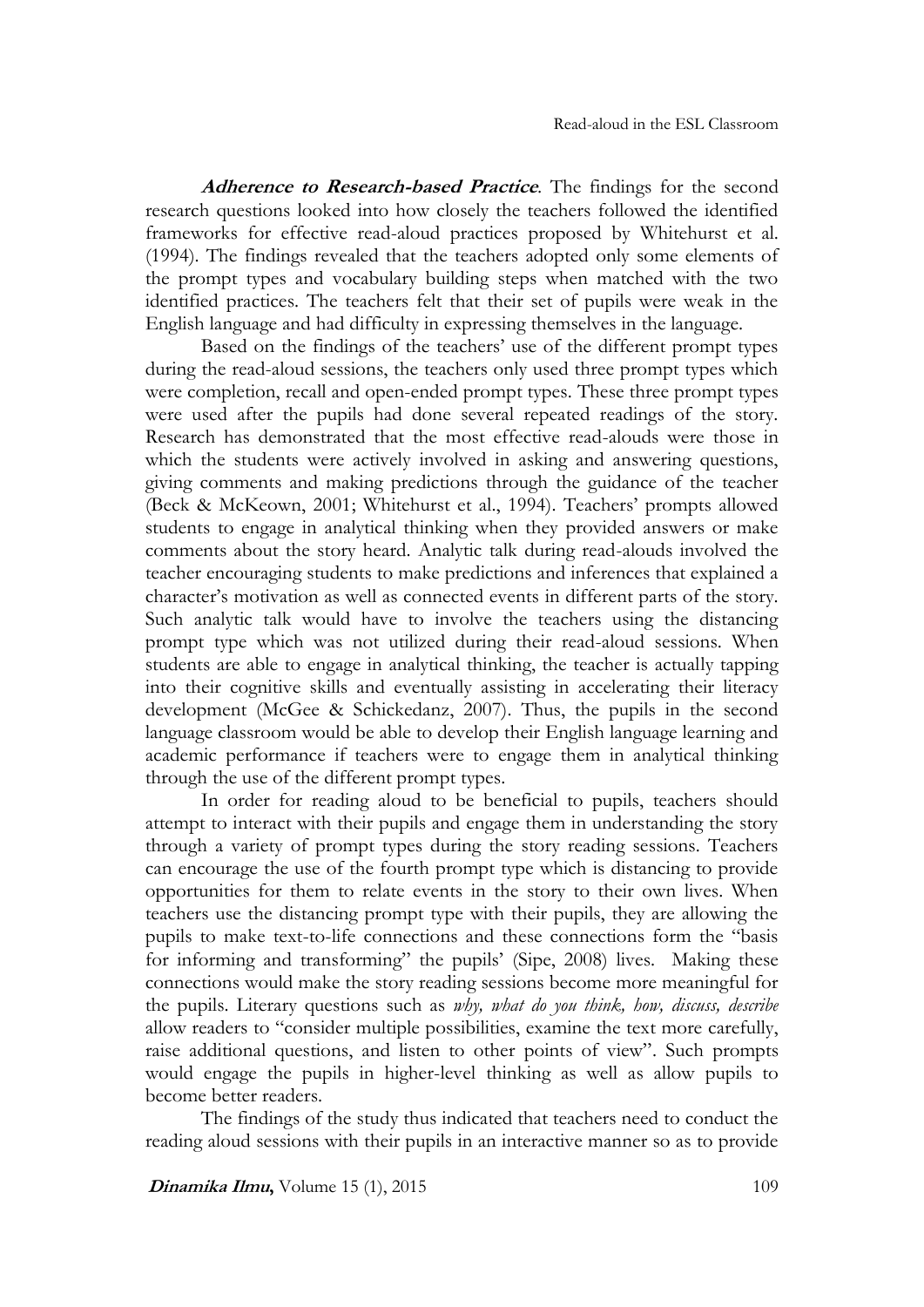***Adherence to Research-based Practice***. The findings for the second research questions looked into how closely the teachers followed the identified frameworks for effective read-aloud practices proposed by Whitehurst et al. (1994). The findings revealed that the teachers adopted only some elements of the prompt types and vocabulary building steps when matched with the two identified practices. The teachers felt that their set of pupils were weak in the English language and had difficulty in expressing themselves in the language.

Based on the findings of the teachers' use of the different prompt types during the read-aloud sessions, the teachers only used three prompt types which were completion, recall and open-ended prompt types. These three prompt types were used after the pupils had done several repeated readings of the story. Research has demonstrated that the most effective read-alouds were those in which the students were actively involved in asking and answering questions, giving comments and making predictions through the guidance of the teacher (Beck & McKeown, 2001; Whitehurst et al., 1994). Teachers' prompts allowed students to engage in analytical thinking when they provided answers or make comments about the story heard. Analytic talk during read-alouds involved the teacher encouraging students to make predictions and inferences that explained a character's motivation as well as connected events in different parts of the story. Such analytic talk would have to involve the teachers using the distancing prompt type which was not utilized during their read-aloud sessions. When students are able to engage in analytical thinking, the teacher is actually tapping into their cognitive skills and eventually assisting in accelerating their literacy development (McGee & Schickedanz, 2007). Thus, the pupils in the second language classroom would be able to develop their English language learning and academic performance if teachers were to engage them in analytical thinking through the use of the different prompt types.

In order for reading aloud to be beneficial to pupils, teachers should attempt to interact with their pupils and engage them in understanding the story through a variety of prompt types during the story reading sessions. Teachers can encourage the use of the fourth prompt type which is distancing to provide opportunities for them to relate events in the story to their own lives. When teachers use the distancing prompt type with their pupils, they are allowing the pupils to make text-to-life connections and these connections form the "basis for informing and transforming" the pupils' (Sipe, 2008) lives. Making these connections would make the story reading sessions become more meaningful for the pupils. Literary questions such as *why, what do you think, how, discuss, describe* allow readers to "consider multiple possibilities, examine the text more carefully, raise additional questions, and listen to other points of view". Such prompts would engage the pupils in higher-level thinking as well as allow pupils to become better readers.

The findings of the study thus indicated that teachers need to conduct the reading aloud sessions with their pupils in an interactive manner so as to provide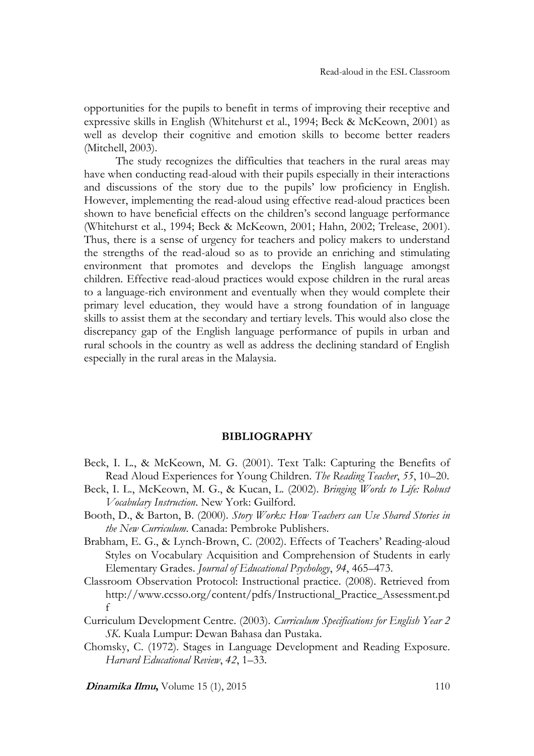opportunities for the pupils to benefit in terms of improving their receptive and expressive skills in English (Whitehurst et al., 1994; Beck & McKeown, 2001) as well as develop their cognitive and emotion skills to become better readers (Mitchell, 2003).

The study recognizes the difficulties that teachers in the rural areas may have when conducting read-aloud with their pupils especially in their interactions and discussions of the story due to the pupils' low proficiency in English. However, implementing the read-aloud using effective read-aloud practices been shown to have beneficial effects on the children's second language performance (Whitehurst et al., 1994; Beck & McKeown, 2001; Hahn, 2002; Trelease, 2001). Thus, there is a sense of urgency for teachers and policy makers to understand the strengths of the read-aloud so as to provide an enriching and stimulating environment that promotes and develops the English language amongst children. Effective read-aloud practices would expose children in the rural areas to a language-rich environment and eventually when they would complete their primary level education, they would have a strong foundation of in language skills to assist them at the secondary and tertiary levels. This would also close the discrepancy gap of the English language performance of pupils in urban and rural schools in the country as well as address the declining standard of English especially in the rural areas in the Malaysia.

## BIBLIOGRAPHY

Beck, I. L., & McKeown, M. G. (2001). Text Talk: Capturing the Benefits of Read Aloud Experiences for Young Children. *The Reading Teacher*, *55*, 10–20.

Beck, I. L., McKeown, M. G., & Kucan, L. (2002). *Bringing Words to Life: Robust Vocabulary Instruction*. New York: Guilford.

Booth, D., & Barton, B. (2000). *Story Works: How Teachers can Use Shared Stories in the New Curriculum*. Canada: Pembroke Publishers.

Brabham, E. G., & Lynch-Brown, C. (2002). Effects of Teachers' Reading-aloud Styles on Vocabulary Acquisition and Comprehension of Students in early Elementary Grades. *Journal of Educational Psychology*, *94*, 465–473.

Classroom Observation Protocol: Instructional practice. (2008). Retrieved from http://www.ccsso.org/content/pdfs/Instructional_Practice_Assessment.pdf

Curriculum Development Centre. (2003). *Curriculum Specifications for English Year 2 SK*. Kuala Lumpur: Dewan Bahasa dan Pustaka.

Chomsky, C. (1972). Stages in Language Development and Reading Exposure. *Harvard Educational Review*, *42*, 1–33.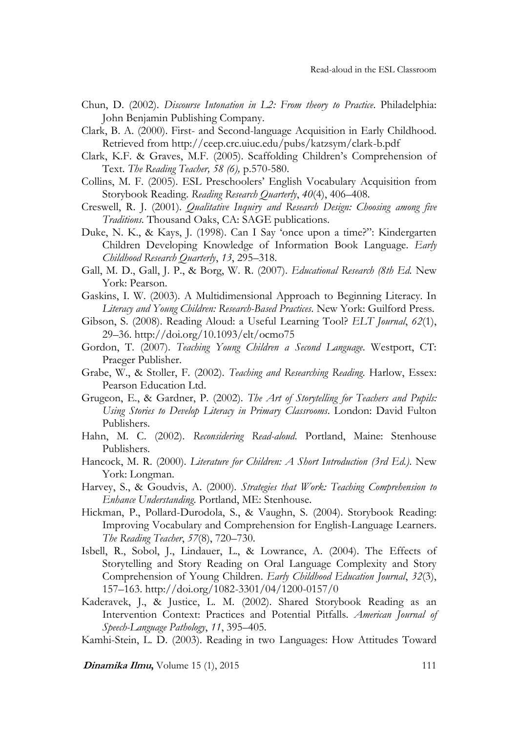Chun, D. (2002). *Discourse Intonation in L2: From theory to Practice*. Philadelphia: John Benjamin Publishing Company.

Clark, B. A. (2000). First- and Second-language Acquisition in Early Childhood. Retrieved from http://ceep.crc.uiuc.edu/pubs/katzsym/clark-b.pdf

Clark, K.F. & Graves, M.F. (2005). Scaffolding Children's Comprehension of Text. *The Reading Teacher, 58 (6),* p.570-580.

Collins, M. F. (2005). ESL Preschoolers' English Vocabulary Acquisition from Storybook Reading. *Reading Research Quarterly*, *40*(4), 406–408.

Creswell, R. J. (2001). *Qualitative Inquiry and Research Design: Choosing among five Traditions*. Thousand Oaks, CA: SAGE publications.

Duke, N. K., & Kays, J. (1998). Can I Say 'once upon a time?": Kindergarten Children Developing Knowledge of Information Book Language. *Early Childhood Research Quarterly*, *13*, 295–318.

Gall, M. D., Gall, J. P., & Borg, W. R. (2007). *Educational Research (8th Ed.* New York: Pearson.

Gaskins, I. W. (2003). A Multidimensional Approach to Beginning Literacy. In *Literacy and Young Children: Research-Based Practices*. New York: Guilford Press.

Gibson, S. (2008). Reading Aloud: a Useful Learning Tool? *ELT Journal*, *62*(1), 29–36. http://doi.org/10.1093/elt/ocmo75

Gordon, T. (2007). *Teaching Young Children a Second Language*. Westport, CT: Praeger Publisher.

Grabe, W., & Stoller, F. (2002). *Teaching and Researching Reading.* Harlow, Essex: Pearson Education Ltd.

Grugeon, E., & Gardner, P. (2002). *The Art of Storytelling for Teachers and Pupils: Using Stories to Develop Literacy in Primary Classrooms*. London: David Fulton Publishers.

Hahn, M. C. (2002). *Reconsidering Read-aloud*. Portland, Maine: Stenhouse Publishers.

Hancock, M. R. (2000). *Literature for Children: A Short Introduction (3rd Ed.)*. New York: Longman.

Harvey, S., & Goudvis, A. (2000). *Strategies that Work: Teaching Comprehension to Enhance Understanding.* Portland, ME: Stenhouse.

Hickman, P., Pollard-Durodola, S., & Vaughn, S. (2004). Storybook Reading: Improving Vocabulary and Comprehension for English-Language Learners. *The Reading Teacher*, *57*(8), 720–730.

Isbell, R., Sobol, J., Lindauer, L., & Lowrance, A. (2004). The Effects of Storytelling and Story Reading on Oral Language Complexity and Story Comprehension of Young Children. *Early Childhood Education Journal*, *32*(3), 157–163. http://doi.org/1082-3301/04/1200-0157/0

Kaderavek, J., & Justice, L. M. (2002). Shared Storybook Reading as an Intervention Context: Practices and Potential Pitfalls. *American Journal of Speech-Language Pathology*, *11*, 395–405.

Kamhi-Stein, L. D. (2003). Reading in two Languages: How Attitudes Toward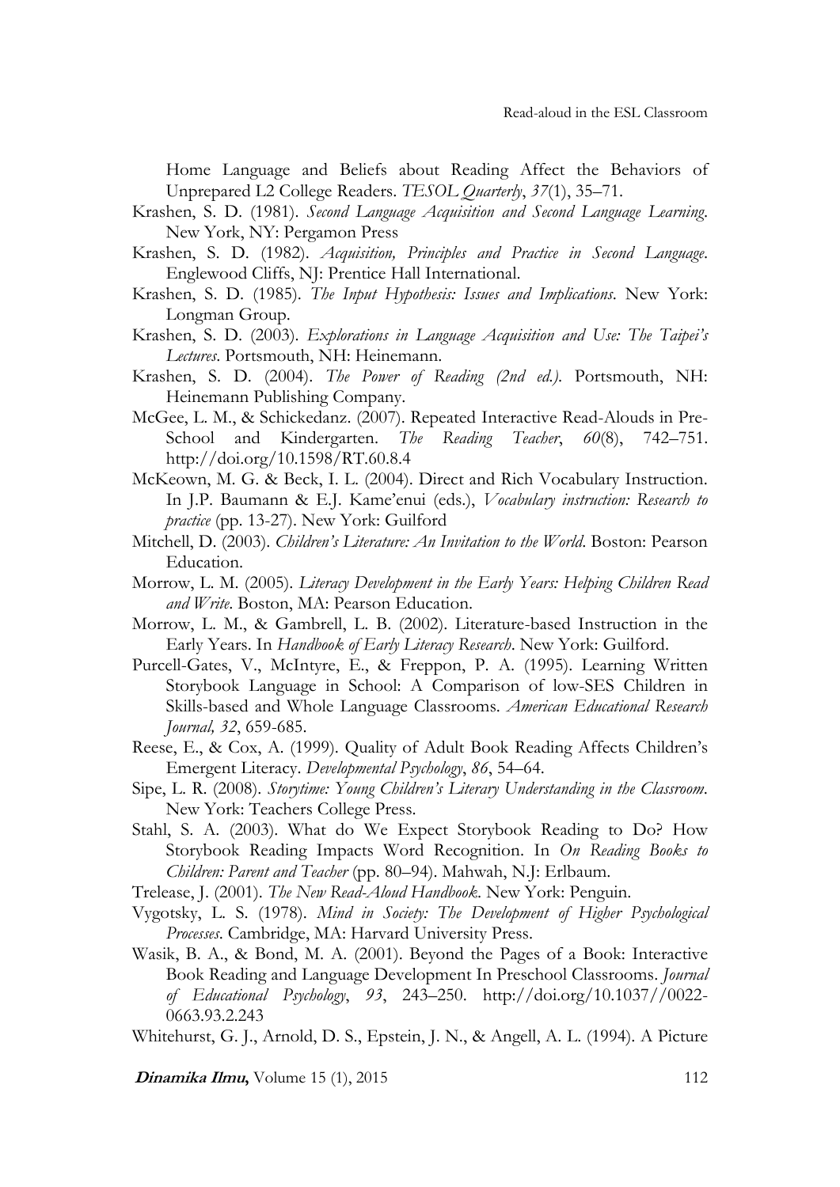Home Language and Beliefs about Reading Affect the Behaviors of Unprepared L2 College Readers. *TESOL Quarterly*, *37*(1), 35–71.

Krashen, S. D. (1981). *Second Language Acquisition and Second Language Learning*. New York, NY: Pergamon Press

Krashen, S. D. (1982). *Acquisition, Principles and Practice in Second Language*. Englewood Cliffs, NJ: Prentice Hall International.

Krashen, S. D. (1985). *The Input Hypothesis: Issues and Implications*. New York: Longman Group.

Krashen, S. D. (2003). *Explorations in Language Acquisition and Use: The Taipei's Lectures*. Portsmouth, NH: Heinemann.

Krashen, S. D. (2004). *The Power of Reading (2nd ed.)*. Portsmouth, NH: Heinemann Publishing Company.

McGee, L. M., & Schickedanz. (2007). Repeated Interactive Read-Alouds in Pre-School and Kindergarten. *The Reading Teacher*, *60*(8), 742–751. http://doi.org/10.1598/RT.60.8.4

McKeown, M. G. & Beck, I. L. (2004). Direct and Rich Vocabulary Instruction. In J.P. Baumann & E.J. Kame'enui (eds.), *Vocabulary instruction: Research to practice* (pp. 13-27). New York: Guilford

Mitchell, D. (2003). *Children's Literature: An Invitation to the World*. Boston: Pearson Education.

Morrow, L. M. (2005). *Literacy Development in the Early Years: Helping Children Read and Write*. Boston, MA: Pearson Education.

Morrow, L. M., & Gambrell, L. B. (2002). Literature-based Instruction in the Early Years. In *Handbook of Early Literacy Research*. New York: Guilford.

Purcell-Gates, V., McIntyre, E., & Freppon, P. A. (1995). Learning Written Storybook Language in School: A Comparison of low-SES Children in Skills-based and Whole Language Classrooms. *American Educational Research Journal, 32*, 659-685.

Reese, E., & Cox, A. (1999). Quality of Adult Book Reading Affects Children's Emergent Literacy. *Developmental Psychology*, *86*, 54–64.

Sipe, L. R. (2008). *Storytime: Young Children's Literary Understanding in the Classroom*. New York: Teachers College Press.

Stahl, S. A. (2003). What do We Expect Storybook Reading to Do? How Storybook Reading Impacts Word Recognition. In *On Reading Books to Children: Parent and Teacher* (pp. 80–94). Mahwah, N.J: Erlbaum.

Trelease, J. (2001). *The New Read-Aloud Handbook*. New York: Penguin.

Vygotsky, L. S. (1978). *Mind in Society: The Development of Higher Psychological Processes*. Cambridge, MA: Harvard University Press.

Wasik, B. A., & Bond, M. A. (2001). Beyond the Pages of a Book: Interactive Book Reading and Language Development In Preschool Classrooms. *Journal of Educational Psychology*, *93*, 243–250. http://doi.org/10.1037//0022-0663.93.2.243

Whitehurst, G. J., Arnold, D. S., Epstein, J. N., & Angell, A. L. (1994). A Picture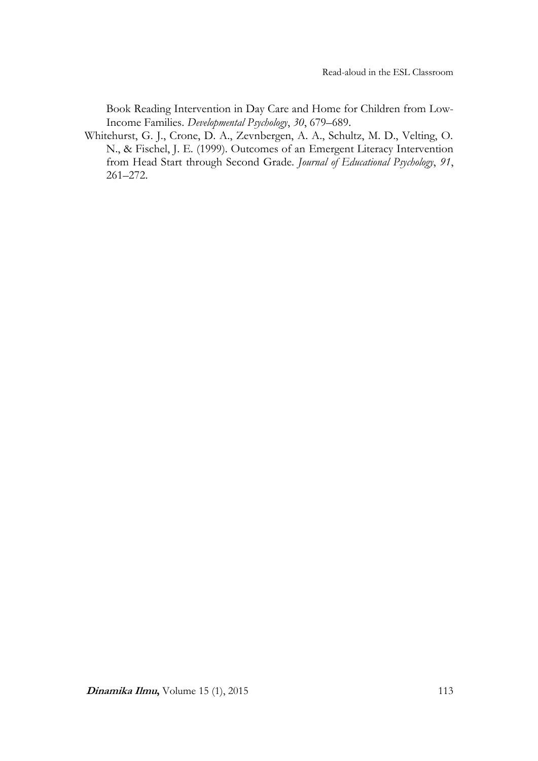Book Reading Intervention in Day Care and Home for Children from Low-Income Families. *Developmental Psychology*, *30*, 679–689.

Whitehurst, G. J., Crone, D. A., Zevnbergen, A. A., Schultz, M. D., Velting, O. N., & Fischel, J. E. (1999). Outcomes of an Emergent Literacy Intervention from Head Start through Second Grade. *Journal of Educational Psychology*, *91*, 261–272.